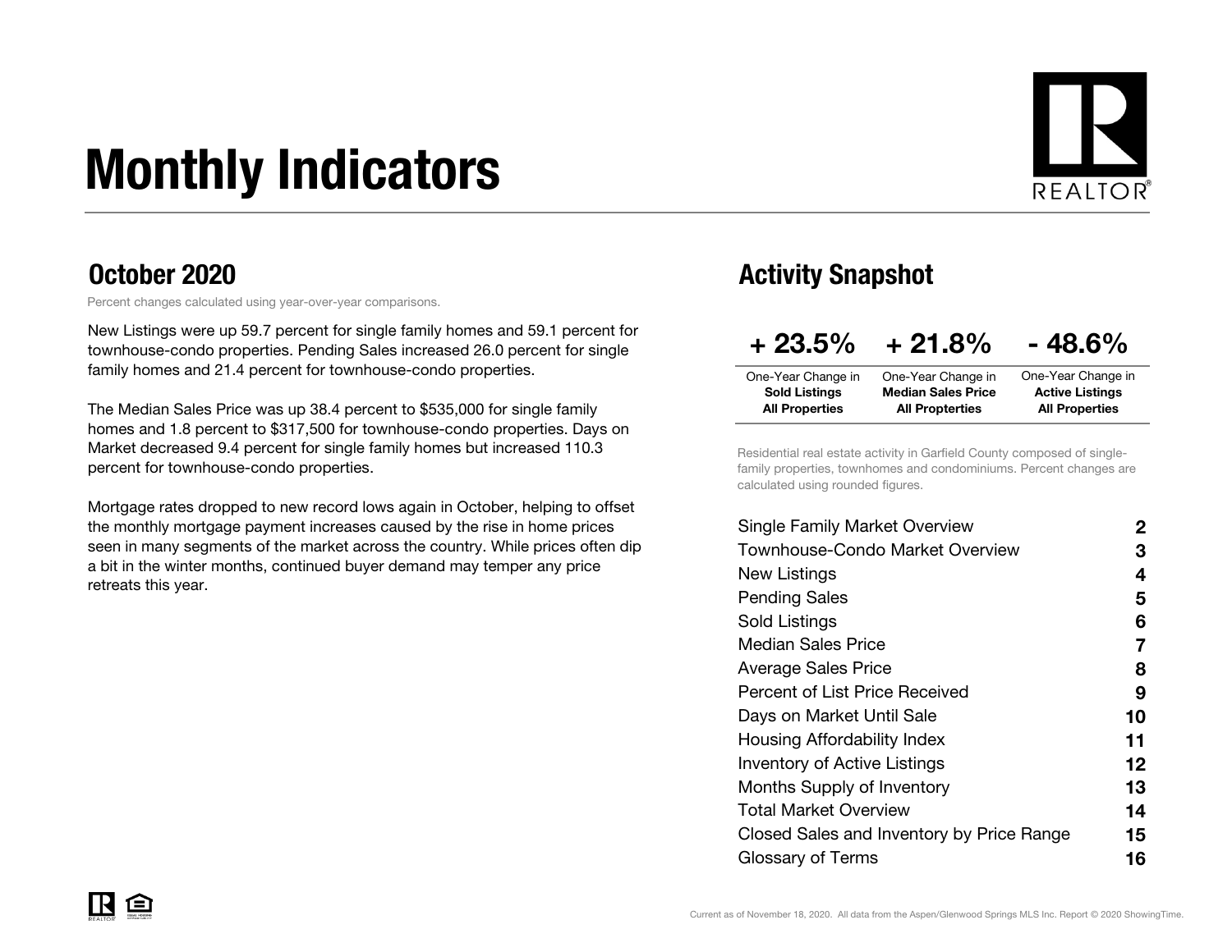# Monthly Indicators

## October 2020

Percent changes calculated using year-over-year comparisons.

New Listings were up 59.7 percent for single family homes and 59.1 percent for townhouse-condo properties. Pending Sales increased 26.0 percent for single family homes and 21.4 percent for townhouse-condo properties.

The Median Sales Price was up 38.4 percent to $535,000 for single family homes and 1.8 percent to $317,500 for townhouse-condo properties. Days on Market decreased 9.4 percent for single family homes but increased 110.3 percent for townhouse-condo properties.

Mortgage rates dropped to new record lows again in October, helping to offset the monthly mortgage payment increases caused by the rise in home prices seen in many segments of the market across the country. While prices often dip a bit in the winter months, continued buyer demand may temper any price retreats this year.

## Activity Snapshot

| + 23.5% | + 21.8% | - 48.6% |
|---|---|---|
| One-Year Change in **Sold Listings All Properties** | One-Year Change in **Median Sales Price All Propterties** | One-Year Change in **Active Listings All Properties** |

Residential real estate activity in Garfield County composed of single-family properties, townhomes and condominiums. Percent changes are calculated using rounded figures.

| | |
|---|---|
| Single Family Market Overview | 2 |
| Townhouse-Condo Market Overview | 3 |
| New Listings | 4 |
| Pending Sales | 5 |
| Sold Listings | 6 |
| Median Sales Price | 7 |
| Average Sales Price | 8 |
| Percent of List Price Received | 9 |
| Days on Market Until Sale | 10 |
| Housing Affordability Index | 11 |
| Inventory of Active Listings | 12 |
| Months Supply of Inventory | 13 |
| Total Market Overview | 14 |
| Closed Sales and Inventory by Price Range | 15 |
| Glossary of Terms | 16 |

Current as of November 18, 2020. All data from the Aspen/Glenwood Springs MLS Inc. Report © 2020 ShowingTime.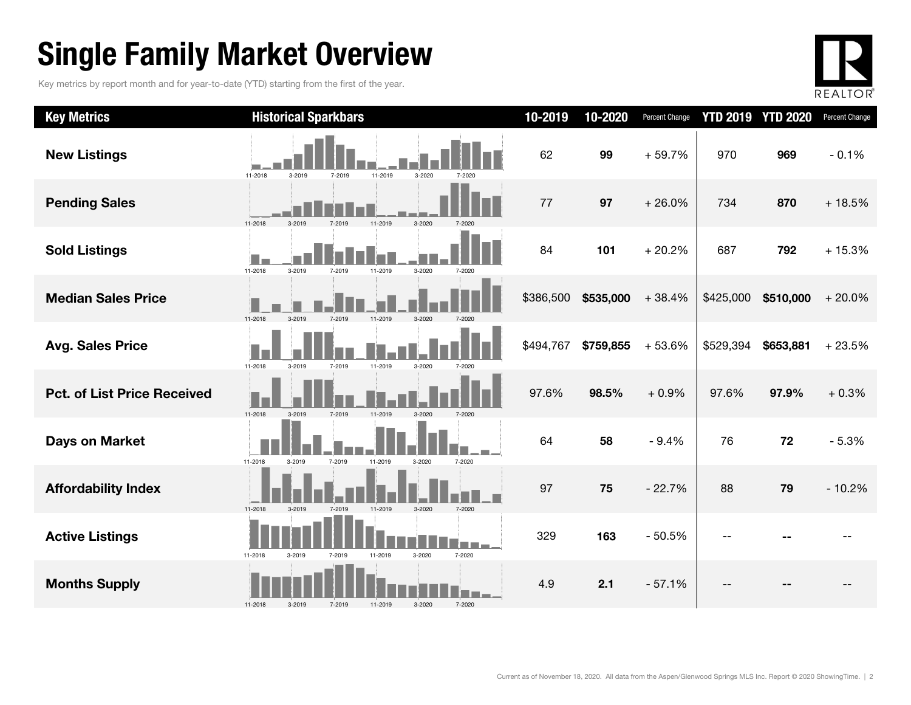# Single Family Market Overview

Key metrics by report month and for year-to-date (YTD) starting from the first of the year.

| Key Metrics | Historical Sparkbars | 10-2019 | 10-2020 | Percent Change | YTD 2019 | YTD 2020 | Percent Change |
|---|---|---|---|---|---|---|---|
| New Listings | 11-2018 3-2019 7-2019 11-2019 3-2020 7-2020 | 62 | **99** | + 59.7% | 970 | **969** | - 0.1% |
| Pending Sales | 11-2018 3-2019 7-2019 11-2019 3-2020 7-2020 | 77 | **97** | + 26.0% | 734 | **870** | + 18.5% |
| Sold Listings | 11-2018 3-2019 7-2019 11-2019 3-2020 7-2020 | 84 | **101** | + 20.2% | 687 | **792** | + 15.3% |
| Median Sales Price | 11-2018 3-2019 7-2019 11-2019 3-2020 7-2020 | $386,500 | **$535,000** | + 38.4% | $425,000 | **$510,000** | + 20.0% |
| Avg. Sales Price | 11-2018 3-2019 7-2019 11-2019 3-2020 7-2020 | $494,767 | **$759,855** | + 53.6% | $529,394 | **$653,881** | + 23.5% |
| Pct. of List Price Received | 11-2018 3-2019 7-2019 11-2019 3-2020 7-2020 | 97.6% | **98.5%** | + 0.9% | 97.6% | **97.9%** | + 0.3% |
| Days on Market | 11-2018 3-2019 7-2019 11-2019 3-2020 7-2020 | 64 | **58** | - 9.4% | 76 | **72** | - 5.3% |
| Affordability Index | 11-2018 3-2019 7-2019 11-2019 3-2020 7-2020 | 97 | **75** | - 22.7% | 88 | **79** | - 10.2% |
| Active Listings | 11-2018 3-2019 7-2019 11-2019 3-2020 7-2020 | 329 | **163** | - 50.5% | -- | **--** | -- |
| Months Supply | 11-2018 3-2019 7-2019 11-2019 3-2020 7-2020 | 4.9 | **2.1** | - 57.1% | -- | **--** | -- |

Current as of November 18, 2020. All data from the Aspen/Glenwood Springs MLS Inc. Report © 2020 ShowingTime.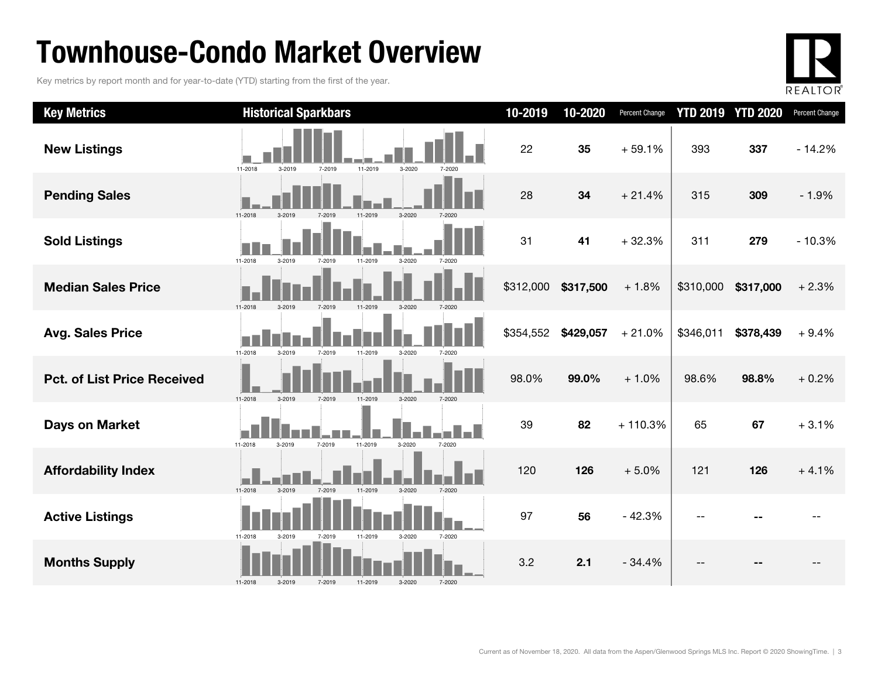# Townhouse-Condo Market Overview

Key metrics by report month and for year-to-date (YTD) starting from the first of the year.

| Key Metrics | Historical Sparkbars | 10-2019 | 10-2020 | Percent Change | YTD 2019 | YTD 2020 | Percent Change |
|---|---|---|---|---|---|---|---|
| **New Listings** | 11-2018 3-2019 7-2019 11-2019 3-2020 7-2020 | 22 | **35** | + 59.1% | 393 | **337** | - 14.2% |
| **Pending Sales** | 11-2018 3-2019 7-2019 11-2019 3-2020 7-2020 | 28 | **34** | + 21.4% | 315 | **309** | - 1.9% |
| **Sold Listings** | 11-2018 3-2019 7-2019 11-2019 3-2020 7-2020 | 31 | **41** | + 32.3% | 311 | **279** | - 10.3% |
| **Median Sales Price** | 11-2018 3-2019 7-2019 11-2019 3-2020 7-2020 | $312,000 | **$317,500** | + 1.8% | $310,000 | **$317,000** | + 2.3% |
| **Avg. Sales Price** | 11-2018 3-2019 7-2019 11-2019 3-2020 7-2020 | $354,552 | **$429,057** | + 21.0% | $346,011 | **$378,439** | + 9.4% |
| **Pct. of List Price Received** | 11-2018 3-2019 7-2019 11-2019 3-2020 7-2020 | 98.0% | **99.0%** | + 1.0% | 98.6% | **98.8%** | + 0.2% |
| **Days on Market** | 11-2018 3-2019 7-2019 11-2019 3-2020 7-2020 | 39 | **82** | + 110.3% | 65 | **67** | + 3.1% |
| **Affordability Index** | 11-2018 3-2019 7-2019 11-2019 3-2020 7-2020 | 120 | **126** | + 5.0% | 121 | **126** | + 4.1% |
| **Active Listings** | 11-2018 3-2019 7-2019 11-2019 3-2020 7-2020 | 97 | **56** | - 42.3% | -- | **--** | -- |
| **Months Supply** | 11-2018 3-2019 7-2019 11-2019 3-2020 7-2020 | 3.2 | **2.1** | - 34.4% | -- | **--** | -- |

Current as of November 18, 2020. All data from the Aspen/Glenwood Springs MLS Inc. Report © 2020 ShowingTime.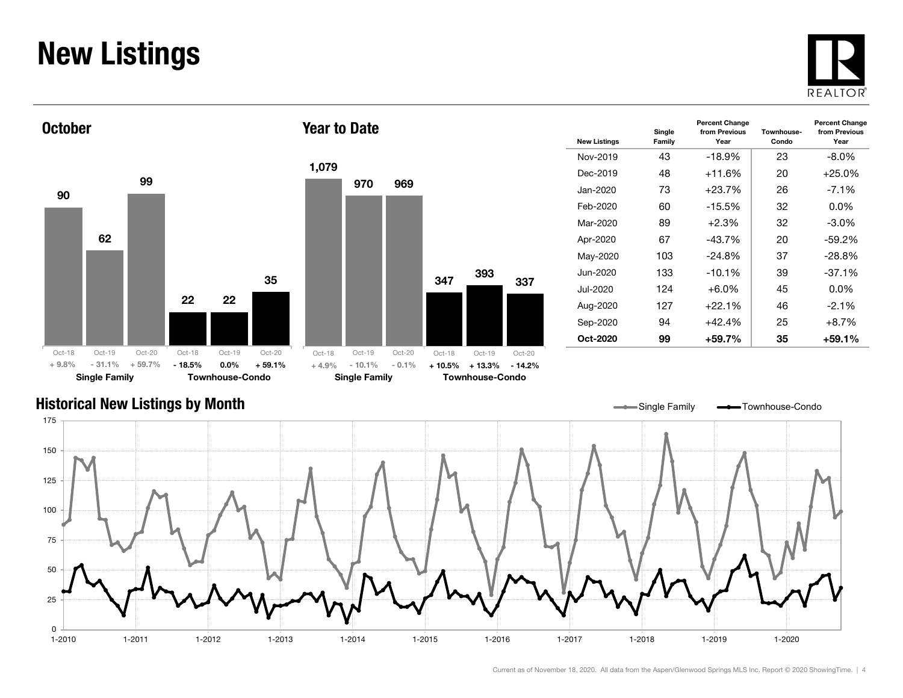# New Listings

## October

| | Oct-18 | Oct-19 | Oct-20 |
|---|---|---|---|
| Single Family | 90 | 62 | 99 |
| | + 9.8% | - 31.1% | + 59.7% |
| Townhouse-Condo | 22 | 22 | 35 |
| | - 18.5% | 0.0% | + 59.1% |

## Year to Date

| | Oct-18 | Oct-19 | Oct-20 |
|---|---|---|---|
| Single Family | 1,079 | 970 | 969 |
| | + 4.9% | - 10.1% | - 0.1% |
| Townhouse-Condo | 347 | 393 | 337 |
| | + 10.5% | + 13.3% | - 14.2% |

| New Listings | Single Family | Percent Change from Previous Year | Townhouse-Condo | Percent Change from Previous Year |
|---|---|---|---|---|
| Nov-2019 | 43 | -18.9% | 23 | -8.0% |
| Dec-2019 | 48 | +11.6% | 20 | +25.0% |
| Jan-2020 | 73 | +23.7% | 26 | -7.1% |
| Feb-2020 | 60 | -15.5% | 32 | 0.0% |
| Mar-2020 | 89 | +2.3% | 32 | -3.0% |
| Apr-2020 | 67 | -43.7% | 20 | -59.2% |
| May-2020 | 103 | -24.8% | 37 | -28.8% |
| Jun-2020 | 133 | -10.1% | 39 | -37.1% |
| Jul-2020 | 124 | +6.0% | 45 | 0.0% |
| Aug-2020 | 127 | +22.1% | 46 | -2.1% |
| Sep-2020 | 94 | +42.4% | 25 | +8.7% |
| **Oct-2020** | **99** | **+59.7%** | **35** | **+59.1%** |

## Historical New Listings by Month

Current as of November 18, 2020. All data from the Aspen/Glenwood Springs MLS Inc. Report © 2020 ShowingTime.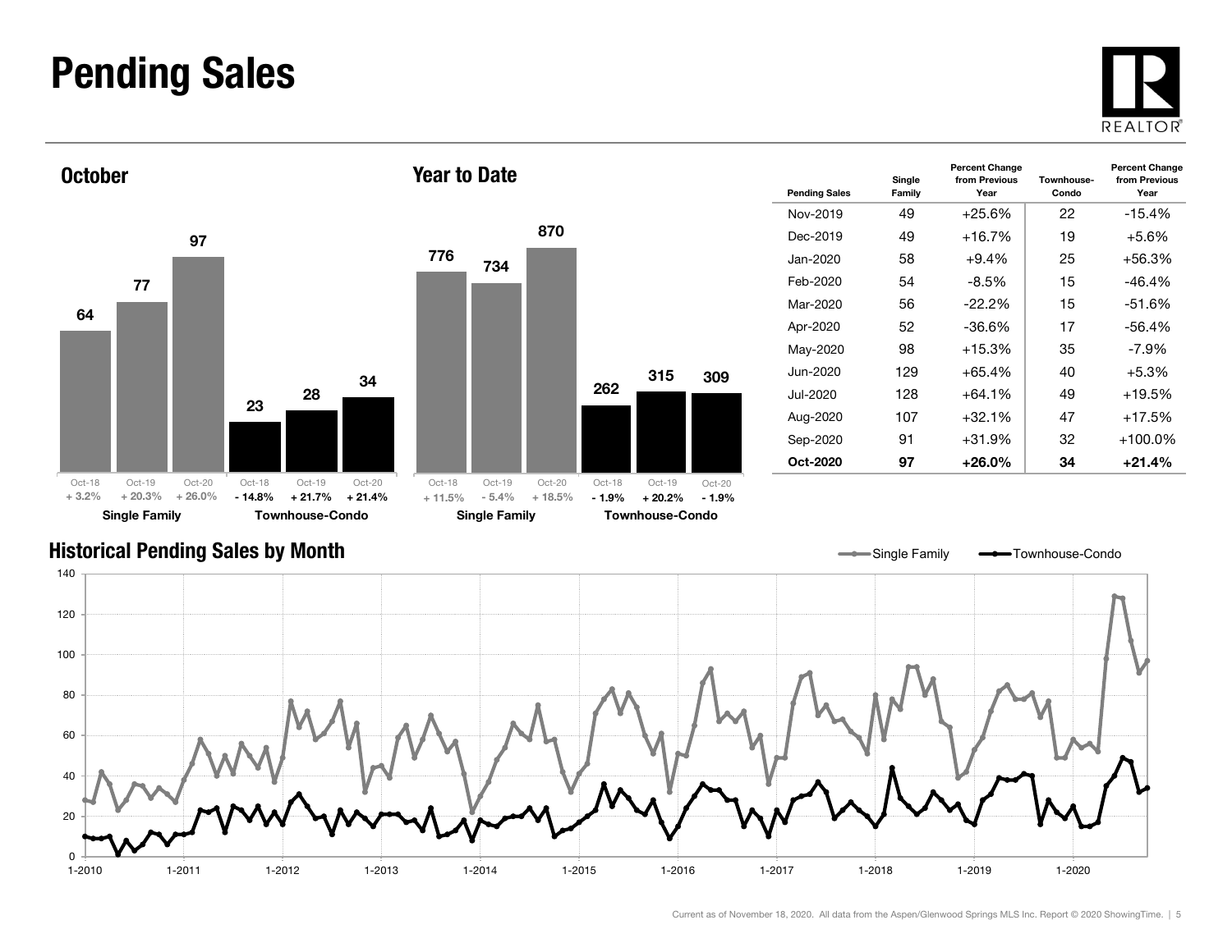# Pending Sales

## October

| | Oct-18 | Oct-19 | Oct-20 |
|---|---|---|---|
| Single Family | 64 | 77 | 97 |
| Percent Change | + 3.2% | + 20.3% | + 26.0% |
| Townhouse-Condo | 23 | 28 | 34 |
| Percent Change | - 14.8% | + 21.7% | + 21.4% |

## Year to Date

| | Oct-18 | Oct-19 | Oct-20 |
|---|---|---|---|
| Single Family | 776 | 734 | 870 |
| Percent Change | + 11.5% | - 5.4% | + 18.5% |
| Townhouse-Condo | 262 | 315 | 309 |
| Percent Change | - 1.9% | + 20.2% | - 1.9% |

| Pending Sales | Single Family | Percent Change from Previous Year | Townhouse-Condo | Percent Change from Previous Year |
|---|---|---|---|---|
| Nov-2019 | 49 | +25.6% | 22 | -15.4% |
| Dec-2019 | 49 | +16.7% | 19 | +5.6% |
| Jan-2020 | 58 | +9.4% | 25 | +56.3% |
| Feb-2020 | 54 | -8.5% | 15 | -46.4% |
| Mar-2020 | 56 | -22.2% | 15 | -51.6% |
| Apr-2020 | 52 | -36.6% | 17 | -56.4% |
| May-2020 | 98 | +15.3% | 35 | -7.9% |
| Jun-2020 | 129 | +65.4% | 40 | +5.3% |
| Jul-2020 | 128 | +64.1% | 49 | +19.5% |
| Aug-2020 | 107 | +32.1% | 47 | +17.5% |
| Sep-2020 | 91 | +31.9% | 32 | +100.0% |
| **Oct-2020** | **97** | **+26.0%** | **34** | **+21.4%** |

## Historical Pending Sales by Month

Single Family — Townhouse-Condo

Current as of November 18, 2020. All data from the Aspen/Glenwood Springs MLS Inc. Report © 2020 ShowingTime.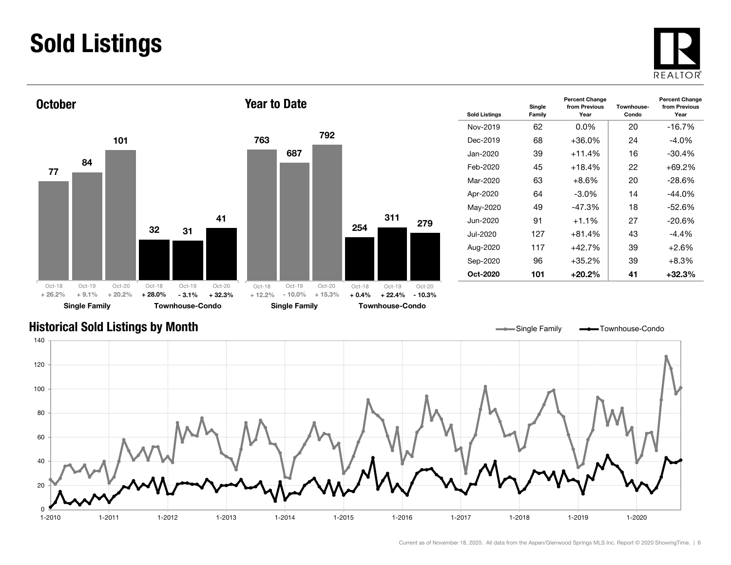# Sold Listings

## October

| | Oct-18 | Oct-19 | Oct-20 |
|---|---|---|---|
| Single Family | 77 | 84 | 101 |
| | + 26.2% | + 9.1% | + 20.2% |
| Townhouse-Condo | 32 | 31 | 41 |
| | + 28.0% | - 3.1% | + 32.3% |

## Year to Date

| | Oct-18 | Oct-19 | Oct-20 |
|---|---|---|---|
| Single Family | 763 | 687 | 792 |
| | + 12.2% | - 10.0% | + 15.3% |
| Townhouse-Condo | 254 | 311 | 279 |
| | + 0.4% | + 22.4% | - 10.3% |

| Sold Listings | Single Family | Percent Change from Previous Year | Townhouse-Condo | Percent Change from Previous Year |
|---|---|---|---|---|
| Nov-2019 | 62 | 0.0% | 20 | -16.7% |
| Dec-2019 | 68 | +36.0% | 24 | -4.0% |
| Jan-2020 | 39 | +11.4% | 16 | -30.4% |
| Feb-2020 | 45 | +18.4% | 22 | +69.2% |
| Mar-2020 | 63 | +8.6% | 20 | -28.6% |
| Apr-2020 | 64 | -3.0% | 14 | -44.0% |
| May-2020 | 49 | -47.3% | 18 | -52.6% |
| Jun-2020 | 91 | +1.1% | 27 | -20.6% |
| Jul-2020 | 127 | +81.4% | 43 | -4.4% |
| Aug-2020 | 117 | +42.7% | 39 | +2.6% |
| Sep-2020 | 96 | +35.2% | 39 | +8.3% |
| **Oct-2020** | **101** | **+20.2%** | **41** | **+32.3%** |

## Historical Sold Listings by Month

Single Family — Townhouse-Condo

Current as of November 18, 2020. All data from the Aspen/Glenwood Springs MLS Inc. Report © 2020 ShowingTime.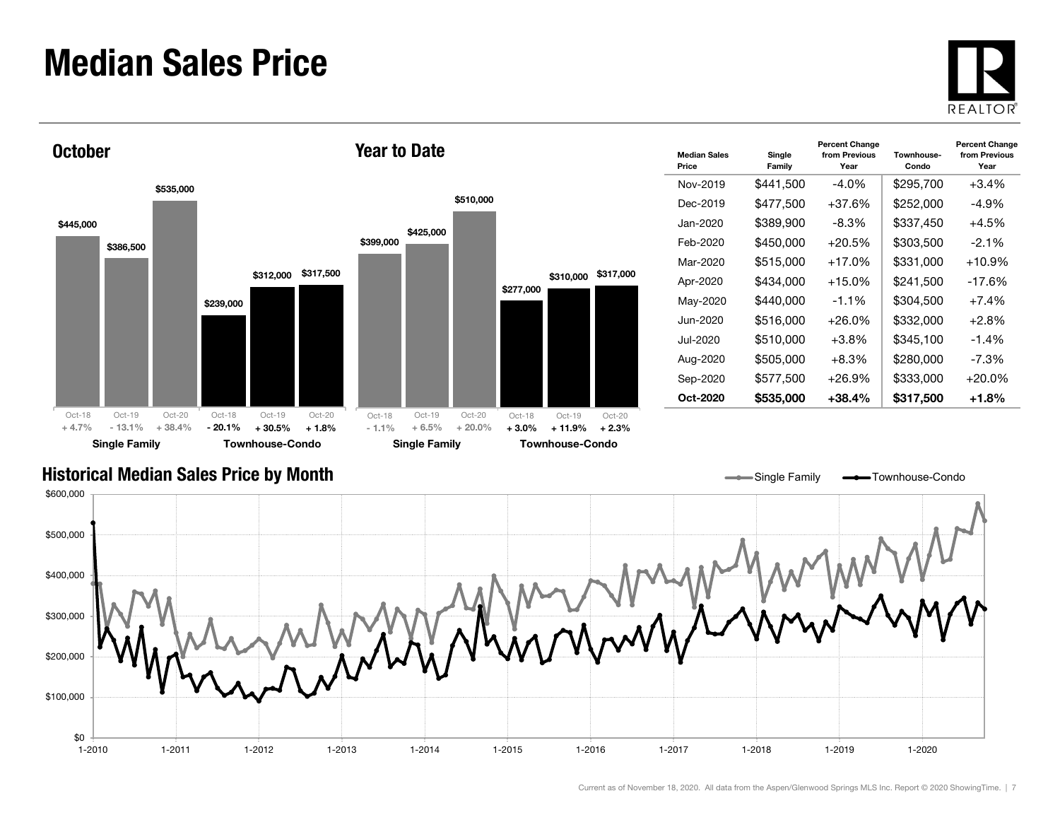# Median Sales Price

## October

| | Oct-18 | Oct-19 | Oct-20 |
|---|---|---|---|
| Single Family | $445,000 | $386,500 | $535,000 |
| Percent Change | + 4.7% | - 13.1% | + 38.4% |
| Townhouse-Condo | $239,000 | $312,000 | $317,500 |
| Percent Change | - 20.1% | + 30.5% | + 1.8% |

## Year to Date

| | Oct-18 | Oct-19 | Oct-20 |
|---|---|---|---|
| Single Family | $399,000 | $425,000 | $510,000 |
| Percent Change | - 1.1% | + 6.5% | + 20.0% |
| Townhouse-Condo | $277,000 | $310,000 | $317,000 |
| Percent Change | + 3.0% | + 11.9% | + 2.3% |

| Median Sales Price | Single Family | Percent Change from Previous Year | Townhouse-Condo | Percent Change from Previous Year |
|---|---|---|---|---|
| Nov-2019 | $441,500 | -4.0% | $295,700 | +3.4% |
| Dec-2019 | $477,500 | +37.6% | $252,000 | -4.9% |
| Jan-2020 | $389,900 | -8.3% | $337,450 | +4.5% |
| Feb-2020 | $450,000 | +20.5% | $303,500 | -2.1% |
| Mar-2020 | $515,000 | +17.0% | $331,000 | +10.9% |
| Apr-2020 | $434,000 | +15.0% | $241,500 | -17.6% |
| May-2020 | $440,000 | -1.1% | $304,500 | +7.4% |
| Jun-2020 | $516,000 | +26.0% | $332,000 | +2.8% |
| Jul-2020 | $510,000 | +3.8% | $345,100 | -1.4% |
| Aug-2020 | $505,000 | +8.3% | $280,000 | -7.3% |
| Sep-2020 | $577,500 | +26.9% | $333,000 | +20.0% |
| **Oct-2020** | **$535,000** | **+38.4%** | **$317,500** | **+1.8%** |

## Historical Median Sales Price by Month

Current as of November 18, 2020. All data from the Aspen/Glenwood Springs MLS Inc. Report © 2020 ShowingTime.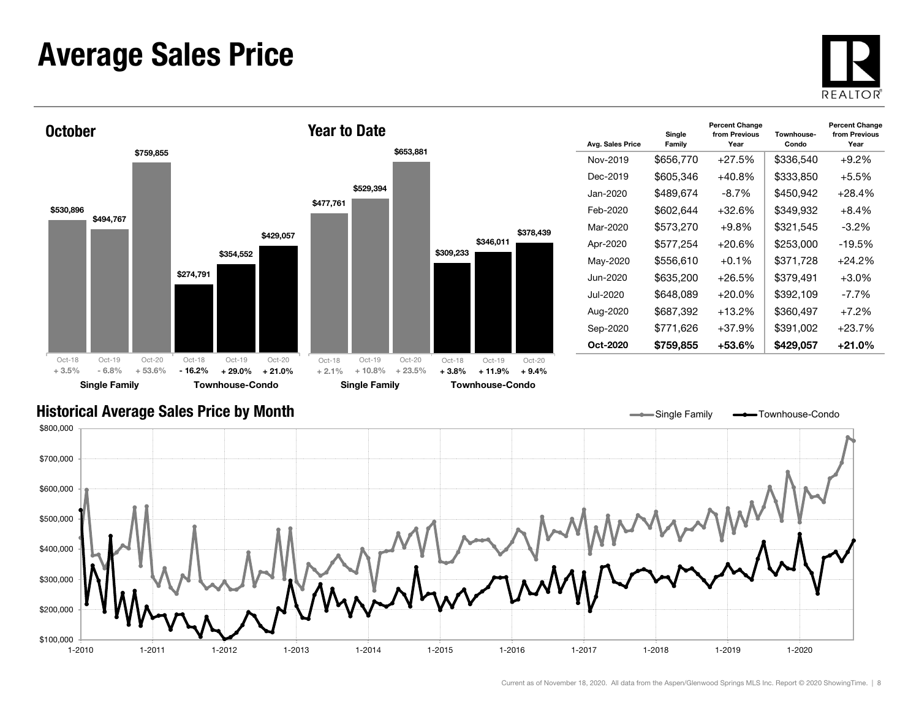# Average Sales Price

## October

| | Oct-18 | Oct-19 | Oct-20 |
|---|---|---|---|
| Single Family | $530,896 | $494,767 | $759,855 |
| Percent Change | + 3.5% | - 6.8% | + 53.6% |
| Townhouse-Condo | $274,791 | $354,552 | $429,057 |
| Percent Change | - 16.2% | + 29.0% | + 21.0% |

## Year to Date

| | Oct-18 | Oct-19 | Oct-20 |
|---|---|---|---|
| Single Family | $477,761 | $529,394 | $653,881 |
| Percent Change | + 2.1% | + 10.8% | + 23.5% |
| Townhouse-Condo | $309,233 | $346,011 | $378,439 |
| Percent Change | + 3.8% | + 11.9% | + 9.4% |

| Avg. Sales Price | Single Family | Percent Change from Previous Year | Townhouse-Condo | Percent Change from Previous Year |
|---|---|---|---|---|
| Nov-2019 | $656,770 | +27.5% | $336,540 | +9.2% |
| Dec-2019 | $605,346 | +40.8% | $333,850 | +5.5% |
| Jan-2020 | $489,674 | -8.7% | $450,942 | +28.4% |
| Feb-2020 | $602,644 | +32.6% | $349,932 | +8.4% |
| Mar-2020 | $573,270 | +9.8% | $321,545 | -3.2% |
| Apr-2020 | $577,254 | +20.6% | $253,000 | -19.5% |
| May-2020 | $556,610 | +0.1% | $371,728 | +24.2% |
| Jun-2020 | $635,200 | +26.5% | $379,491 | +3.0% |
| Jul-2020 | $648,089 | +20.0% | $392,109 | -7.7% |
| Aug-2020 | $687,392 | +13.2% | $360,497 | +7.2% |
| Sep-2020 | $771,626 | +37.9% | $391,002 | +23.7% |
| **Oct-2020** | **$759,855** | **+53.6%** | **$429,057** | **+21.0%** |

## Historical Average Sales Price by Month

Current as of November 18, 2020. All data from the Aspen/Glenwood Springs MLS Inc. Report © 2020 ShowingTime.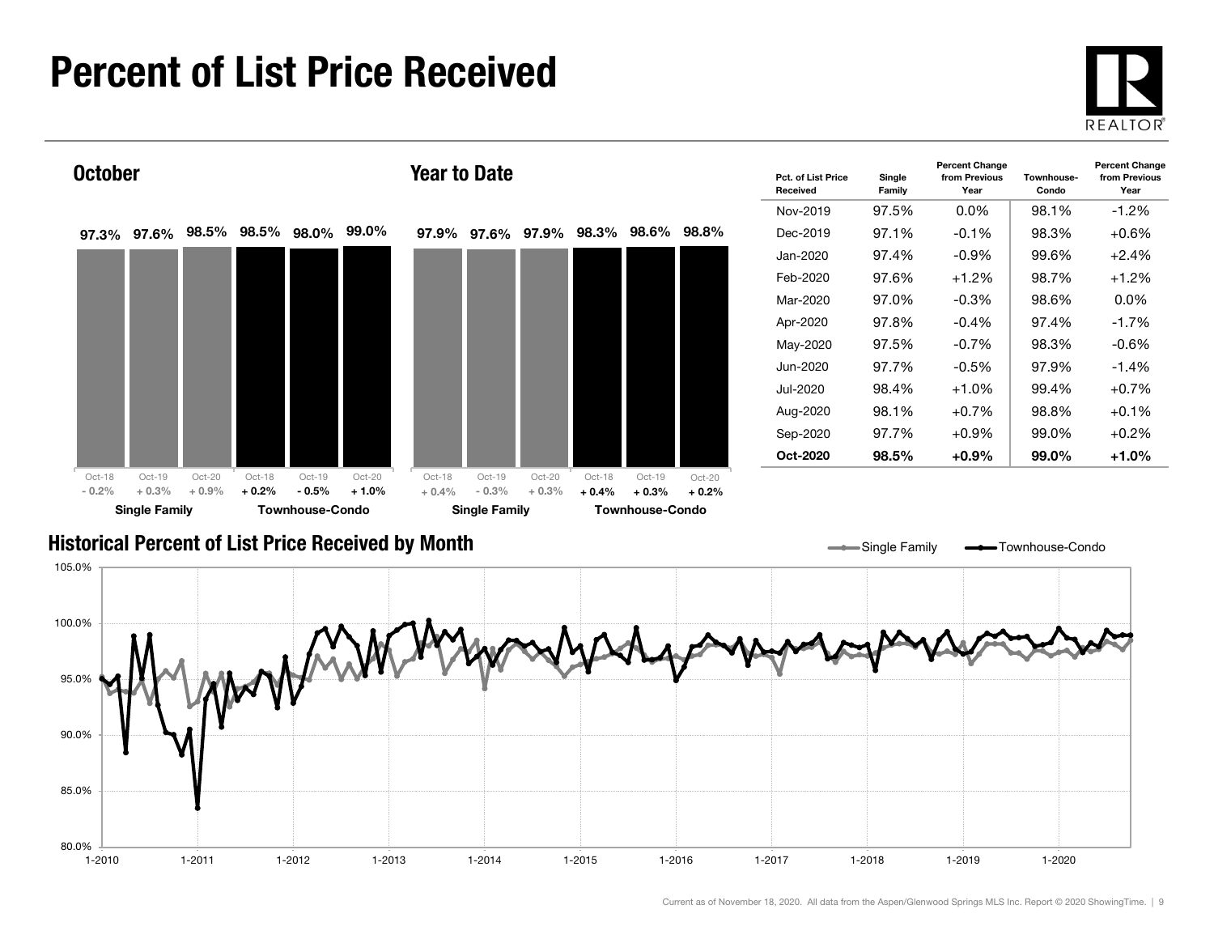# Percent of List Price Received

## October

| | Oct-18 | Oct-19 | Oct-20 |
|---|---|---|---|
| Single Family | 97.3% | 97.6% | 98.5% |
| Change | - 0.2% | + 0.3% | + 0.9% |
| Townhouse-Condo | 98.5% | 98.0% | 99.0% |
| Change | + 0.2% | - 0.5% | + 1.0% |

## Year to Date

| | Oct-18 | Oct-19 | Oct-20 |
|---|---|---|---|
| Single Family | 97.9% | 97.6% | 97.9% |
| Change | + 0.4% | - 0.3% | + 0.3% |
| Townhouse-Condo | 98.3% | 98.6% | 98.8% |
| Change | + 0.4% | + 0.3% | + 0.2% |

| Pct. of List Price Received | Single Family | Percent Change from Previous Year | Townhouse-Condo | Percent Change from Previous Year |
|---|---|---|---|---|
| Nov-2019 | 97.5% | 0.0% | 98.1% | -1.2% |
| Dec-2019 | 97.1% | -0.1% | 98.3% | +0.6% |
| Jan-2020 | 97.4% | -0.9% | 99.6% | +2.4% |
| Feb-2020 | 97.6% | +1.2% | 98.7% | +1.2% |
| Mar-2020 | 97.0% | -0.3% | 98.6% | 0.0% |
| Apr-2020 | 97.8% | -0.4% | 97.4% | -1.7% |
| May-2020 | 97.5% | -0.7% | 98.3% | -0.6% |
| Jun-2020 | 97.7% | -0.5% | 97.9% | -1.4% |
| Jul-2020 | 98.4% | +1.0% | 99.4% | +0.7% |
| Aug-2020 | 98.1% | +0.7% | 98.8% | +0.1% |
| Sep-2020 | 97.7% | +0.9% | 99.0% | +0.2% |
| **Oct-2020** | **98.5%** | **+0.9%** | **99.0%** | **+1.0%** |

## Historical Percent of List Price Received by Month

Current as of November 18, 2020. All data from the Aspen/Glenwood Springs MLS Inc. Report © 2020 ShowingTime.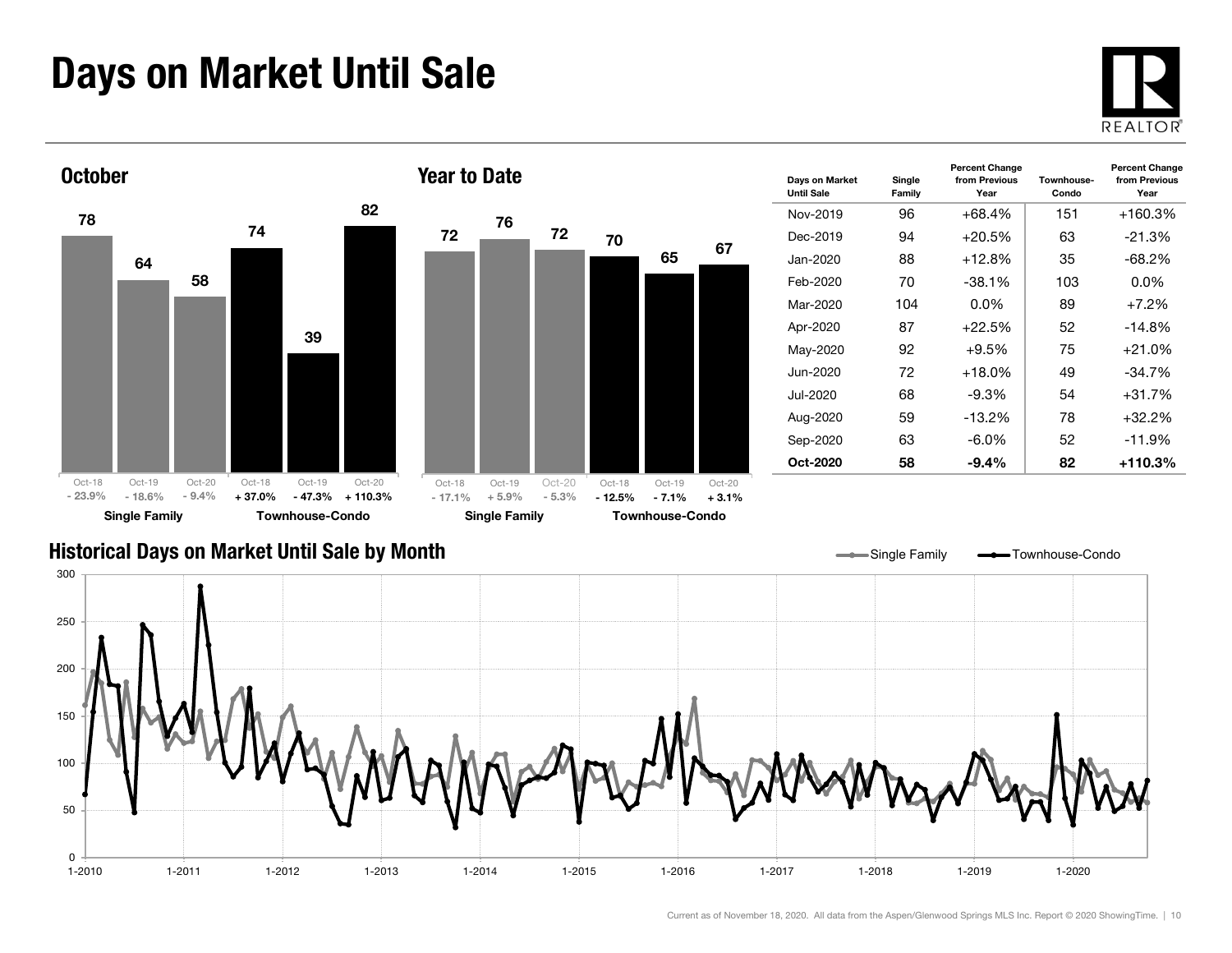# Days on Market Until Sale

## October

| | Oct-18 | Oct-19 | Oct-20 |
|---|---|---|---|
| Single Family | 78 | 64 | 58 |
| Percent Change | - 23.9% | - 18.6% | - 9.4% |
| Townhouse-Condo | 74 | 39 | 82 |
| Percent Change | + 37.0% | - 47.3% | + 110.3% |

## Year to Date

| | Oct-18 | Oct-19 | Oct-20 |
|---|---|---|---|
| Single Family | 72 | 76 | 72 |
| Percent Change | - 17.1% | + 5.9% | - 5.3% |
| Townhouse-Condo | 70 | 65 | 67 |
| Percent Change | - 12.5% | - 7.1% | + 3.1% |

| Days on Market Until Sale | Single Family | Percent Change from Previous Year | Townhouse-Condo | Percent Change from Previous Year |
|---|---|---|---|---|
| Nov-2019 | 96 | +68.4% | 151 | +160.3% |
| Dec-2019 | 94 | +20.5% | 63 | -21.3% |
| Jan-2020 | 88 | +12.8% | 35 | -68.2% |
| Feb-2020 | 70 | -38.1% | 103 | 0.0% |
| Mar-2020 | 104 | 0.0% | 89 | +7.2% |
| Apr-2020 | 87 | +22.5% | 52 | -14.8% |
| May-2020 | 92 | +9.5% | 75 | +21.0% |
| Jun-2020 | 72 | +18.0% | 49 | -34.7% |
| Jul-2020 | 68 | -9.3% | 54 | +31.7% |
| Aug-2020 | 59 | -13.2% | 78 | +32.2% |
| Sep-2020 | 63 | -6.0% | 52 | -11.9% |
| **Oct-2020** | **58** | **-9.4%** | **82** | **+110.3%** |

## Historical Days on Market Until Sale by Month

Current as of November 18, 2020. All data from the Aspen/Glenwood Springs MLS Inc. Report © 2020 ShowingTime.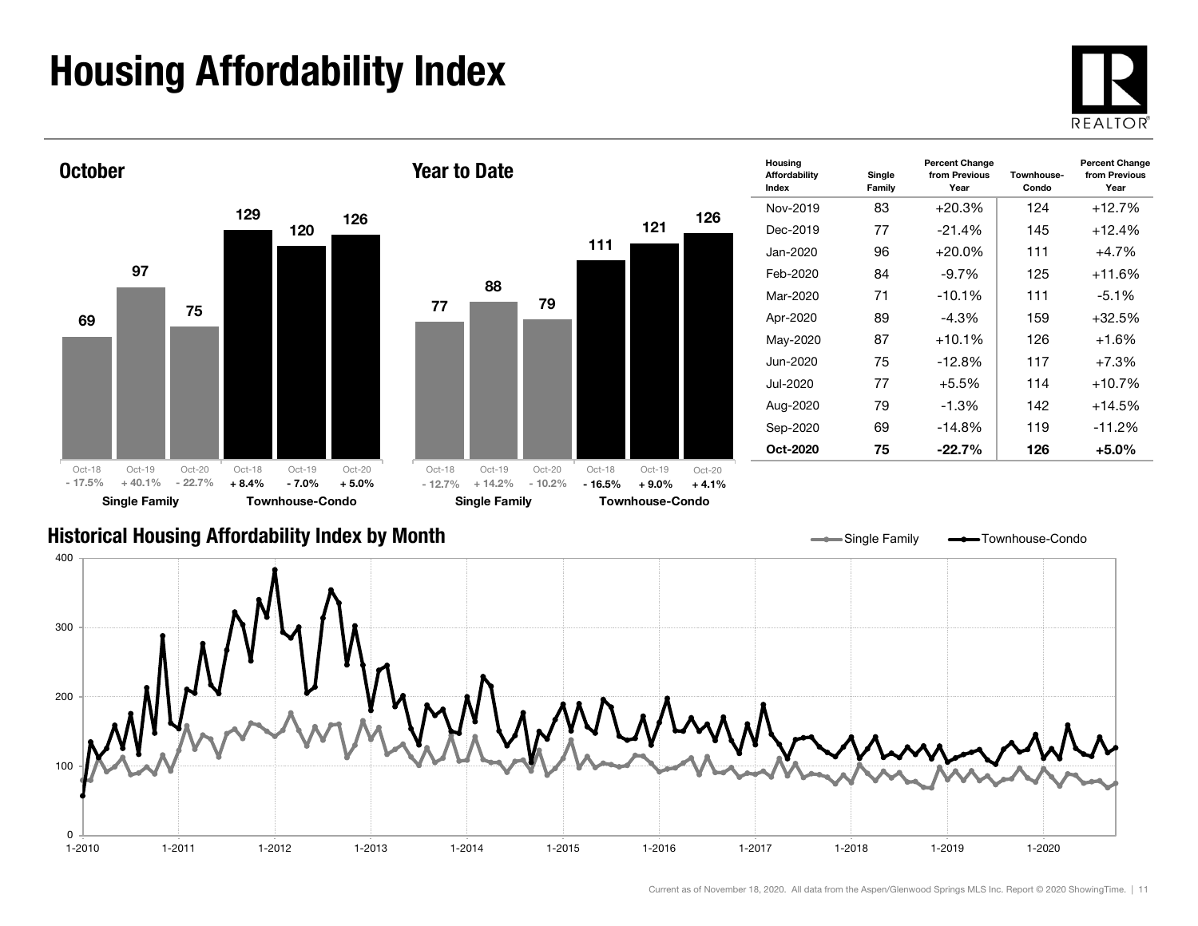# Housing Affordability Index

## October

| | Oct-18 | Oct-19 | Oct-20 |
|---|---|---|---|
| Single Family | 69 | 97 | 75 |
| Percent Change | - 17.5% | + 40.1% | - 22.7% |
| Townhouse-Condo | 129 | 120 | 126 |
| Percent Change | + 8.4% | - 7.0% | + 5.0% |

## Year to Date

| | Oct-18 | Oct-19 | Oct-20 |
|---|---|---|---|
| Single Family | 77 | 88 | 79 |
| Percent Change | - 12.7% | + 14.2% | - 10.2% |
| Townhouse-Condo | 111 | 121 | 126 |
| Percent Change | - 16.5% | + 9.0% | + 4.1% |

| Housing Affordability Index | Single Family | Percent Change from Previous Year | Townhouse-Condo | Percent Change from Previous Year |
|---|---|---|---|---|
| Nov-2019 | 83 | +20.3% | 124 | +12.7% |
| Dec-2019 | 77 | -21.4% | 145 | +12.4% |
| Jan-2020 | 96 | +20.0% | 111 | +4.7% |
| Feb-2020 | 84 | -9.7% | 125 | +11.6% |
| Mar-2020 | 71 | -10.1% | 111 | -5.1% |
| Apr-2020 | 89 | -4.3% | 159 | +32.5% |
| May-2020 | 87 | +10.1% | 126 | +1.6% |
| Jun-2020 | 75 | -12.8% | 117 | +7.3% |
| Jul-2020 | 77 | +5.5% | 114 | +10.7% |
| Aug-2020 | 79 | -1.3% | 142 | +14.5% |
| Sep-2020 | 69 | -14.8% | 119 | -11.2% |
| **Oct-2020** | **75** | **-22.7%** | **126** | **+5.0%** |

## Historical Housing Affordability Index by Month

Current as of November 18, 2020. All data from the Aspen/Glenwood Springs MLS Inc. Report © 2020 ShowingTime.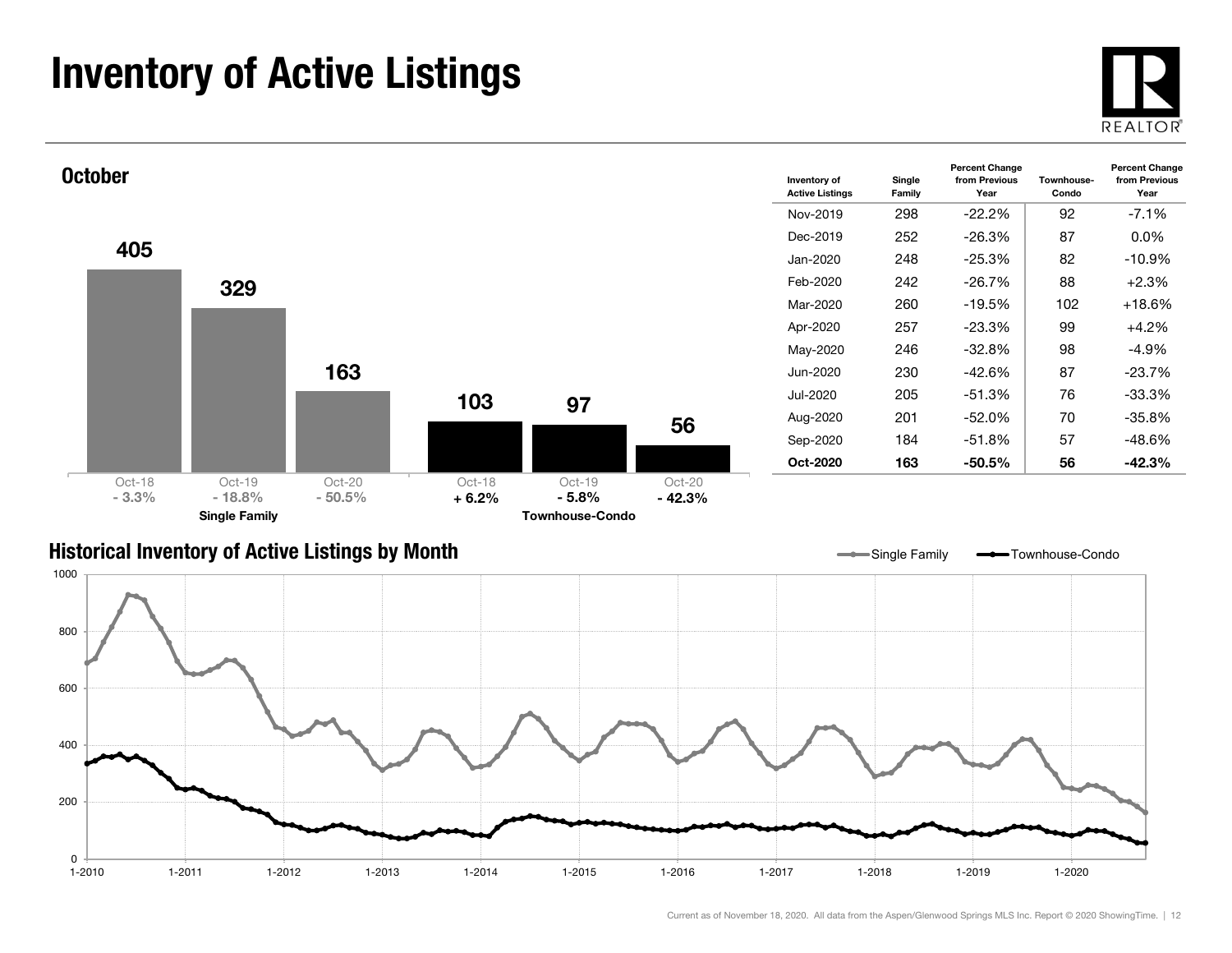# Inventory of Active Listings

## October

| | Oct-18 | Oct-19 | Oct-20 |
|---|---|---|---|
| Single Family | 405 | 329 | 163 |
| Percent Change | - 3.3% | - 18.8% | - 50.5% |
| Townhouse-Condo | 103 | 97 | 56 |
| Percent Change | + 6.2% | - 5.8% | - 42.3% |

| Inventory of Active Listings | Single Family | Percent Change from Previous Year | Townhouse-Condo | Percent Change from Previous Year |
|---|---|---|---|---|
| Nov-2019 | 298 | -22.2% | 92 | -7.1% |
| Dec-2019 | 252 | -26.3% | 87 | 0.0% |
| Jan-2020 | 248 | -25.3% | 82 | -10.9% |
| Feb-2020 | 242 | -26.7% | 88 | +2.3% |
| Mar-2020 | 260 | -19.5% | 102 | +18.6% |
| Apr-2020 | 257 | -23.3% | 99 | +4.2% |
| May-2020 | 246 | -32.8% | 98 | -4.9% |
| Jun-2020 | 230 | -42.6% | 87 | -23.7% |
| Jul-2020 | 205 | -51.3% | 76 | -33.3% |
| Aug-2020 | 201 | -52.0% | 70 | -35.8% |
| Sep-2020 | 184 | -51.8% | 57 | -48.6% |
| **Oct-2020** | **163** | **-50.5%** | **56** | **-42.3%** |

## Historical Inventory of Active Listings by Month

Current as of November 18, 2020. All data from the Aspen/Glenwood Springs MLS Inc. Report © 2020 ShowingTime.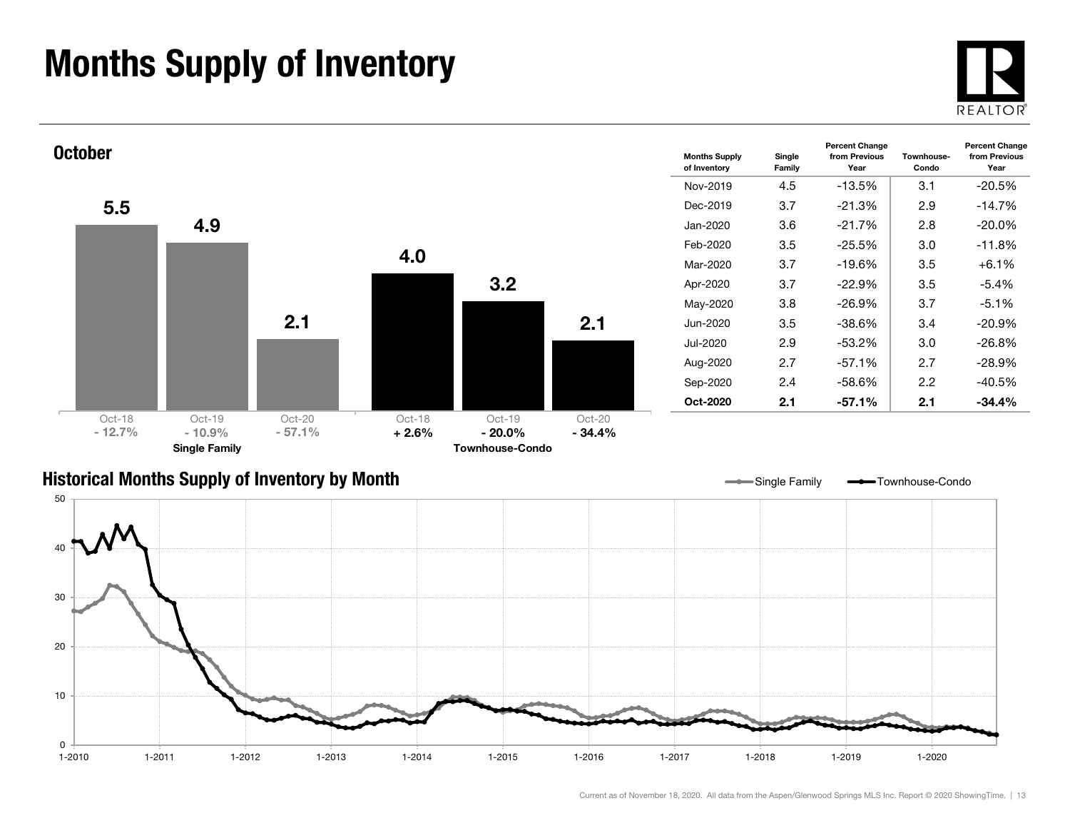# Months Supply of Inventory

## October

| | Oct-18 | Oct-19 | Oct-20 |
|---|---|---|---|
| Single Family | 5.5 | 4.9 | 2.1 |
| Percent Change | - 12.7% | - 10.9% | - 57.1% |
| Townhouse-Condo | 4.0 | 3.2 | 2.1 |
| Percent Change | + 2.6% | - 20.0% | - 34.4% |

| Months Supply of Inventory | Single Family | Percent Change from Previous Year | Townhouse-Condo | Percent Change from Previous Year |
|---|---|---|---|---|
| Nov-2019 | 4.5 | -13.5% | 3.1 | -20.5% |
| Dec-2019 | 3.7 | -21.3% | 2.9 | -14.7% |
| Jan-2020 | 3.6 | -21.7% | 2.8 | -20.0% |
| Feb-2020 | 3.5 | -25.5% | 3.0 | -11.8% |
| Mar-2020 | 3.7 | -19.6% | 3.5 | +6.1% |
| Apr-2020 | 3.7 | -22.9% | 3.5 | -5.4% |
| May-2020 | 3.8 | -26.9% | 3.7 | -5.1% |
| Jun-2020 | 3.5 | -38.6% | 3.4 | -20.9% |
| Jul-2020 | 2.9 | -53.2% | 3.0 | -26.8% |
| Aug-2020 | 2.7 | -57.1% | 2.7 | -28.9% |
| Sep-2020 | 2.4 | -58.6% | 2.2 | -40.5% |
| **Oct-2020** | **2.1** | **-57.1%** | **2.1** | **-34.4%** |

## Historical Months Supply of Inventory by Month

Current as of November 18, 2020. All data from the Aspen/Glenwood Springs MLS Inc. Report © 2020 ShowingTime.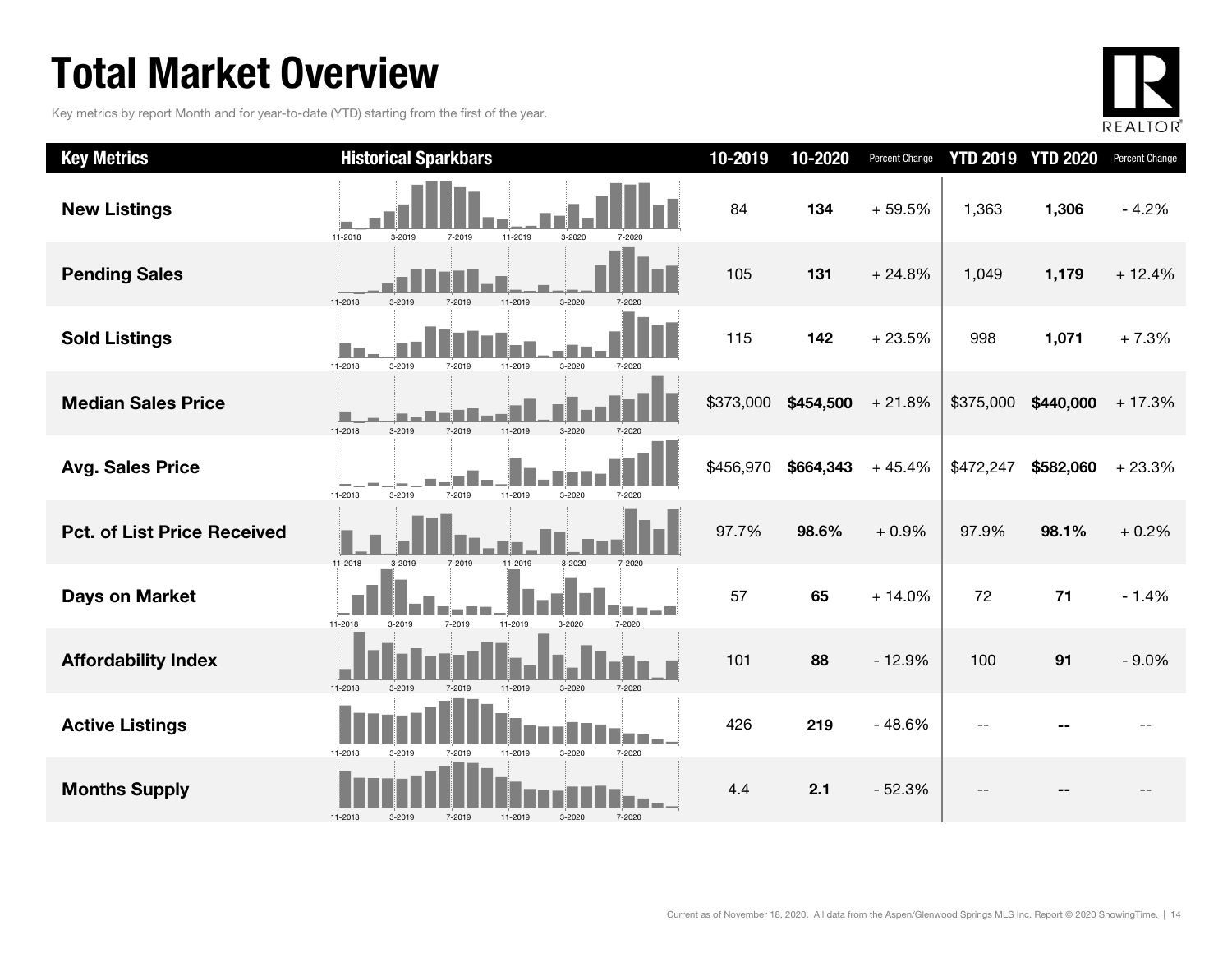# Total Market Overview

Key metrics by report Month and for year-to-date (YTD) starting from the first of the year.

| Key Metrics | Historical Sparkbars | 10-2019 | 10-2020 | Percent Change | YTD 2019 | YTD 2020 | Percent Change |
|---|---|---|---|---|---|---|---|
| New Listings | 11-2018 3-2019 7-2019 11-2019 3-2020 7-2020 | 84 | **134** | + 59.5% | 1,363 | **1,306** | - 4.2% |
| Pending Sales | 11-2018 3-2019 7-2019 11-2019 3-2020 7-2020 | 105 | **131** | + 24.8% | 1,049 | **1,179** | + 12.4% |
| Sold Listings | 11-2018 3-2019 7-2019 11-2019 3-2020 7-2020 | 115 | **142** | + 23.5% | 998 | **1,071** | + 7.3% |
| Median Sales Price | 11-2018 3-2019 7-2019 11-2019 3-2020 7-2020 | $373,000 | **$454,500** | + 21.8% | $375,000 | **$440,000** | + 17.3% |
| Avg. Sales Price | 11-2018 3-2019 7-2019 11-2019 3-2020 7-2020 | $456,970 | **$664,343** | + 45.4% | $472,247 | **$582,060** | + 23.3% |
| Pct. of List Price Received | 11-2018 3-2019 7-2019 11-2019 3-2020 7-2020 | 97.7% | **98.6%** | + 0.9% | 97.9% | **98.1%** | + 0.2% |
| Days on Market | 11-2018 3-2019 7-2019 11-2019 3-2020 7-2020 | 57 | **65** | + 14.0% | 72 | **71** | - 1.4% |
| Affordability Index | 11-2018 3-2019 7-2019 11-2019 3-2020 7-2020 | 101 | **88** | - 12.9% | 100 | **91** | - 9.0% |
| Active Listings | 11-2018 3-2019 7-2019 11-2019 3-2020 7-2020 | 426 | **219** | - 48.6% | -- | **--** | -- |
| Months Supply | 11-2018 3-2019 7-2019 11-2019 3-2020 7-2020 | 4.4 | **2.1** | - 52.3% | -- | **--** | -- |

Current as of November 18, 2020. All data from the Aspen/Glenwood Springs MLS Inc. Report © 2020 ShowingTime.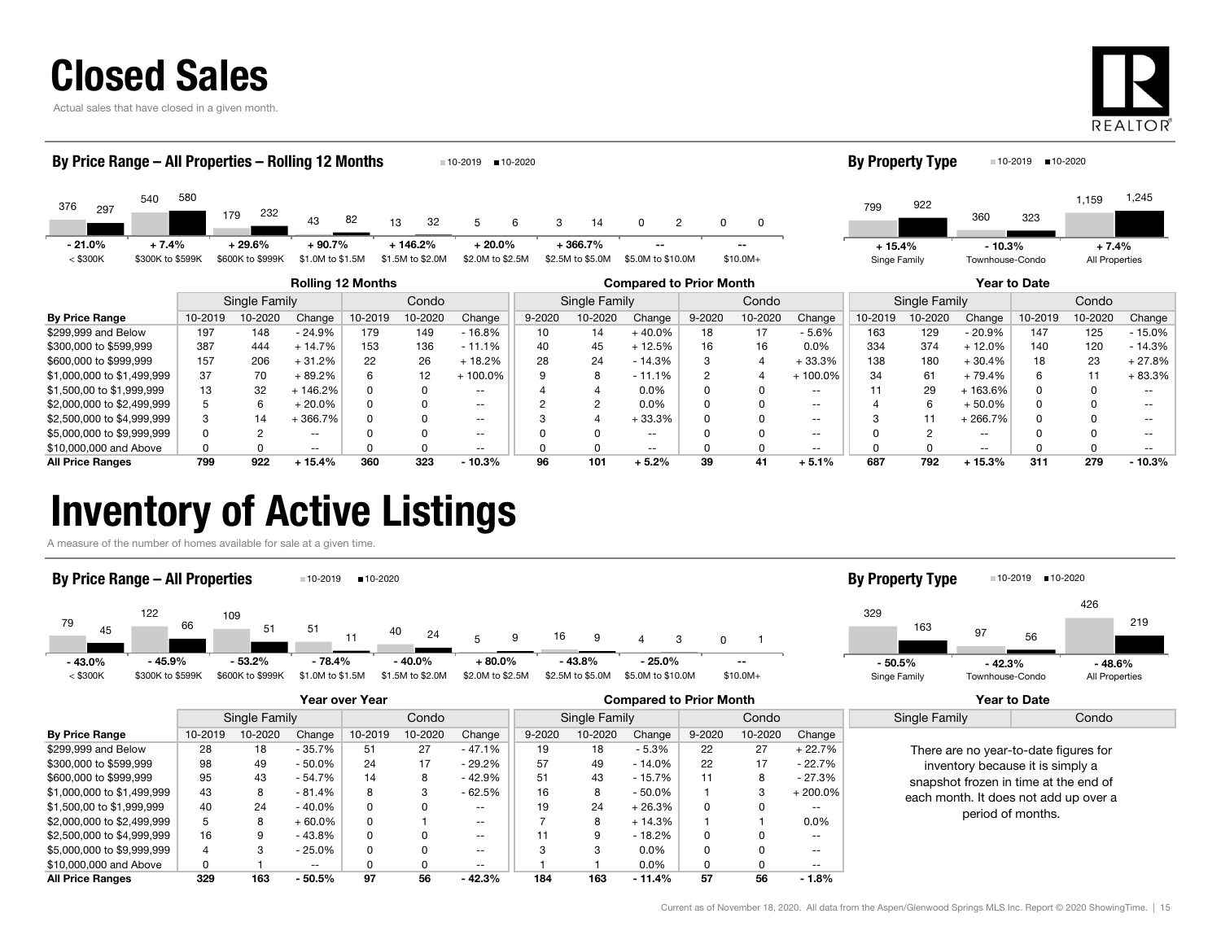# Closed Sales

Actual sales that have closed in a given month.

### By Price Range – All Properties – Rolling 12 Months

| Price Range | 10-2019 | 10-2020 | Change |
|---|---|---|---|
| < $300K | 376 | 297 | - 21.0% |
| $300K to $599K | 540 | 580 | + 7.4% |
| $600K to $999K | 179 | 232 | + 29.6% |
| $1.0M to $1.5M | 43 | 82 | + 90.7% |
| $1.5M to $2.0M | 13 | 32 | + 146.2% |
| $2.0M to $2.5M | 5 | 6 | + 20.0% |
| $2.5M to $5.0M | 3 | 14 | + 366.7% |
| $5.0M to $10.0M | 0 | 2 | -- |
| $10.0M+ | 0 | 0 | -- |

### By Property Type

| Property Type | 10-2019 | 10-2020 | Change |
|---|---|---|---|
| Singe Family | 799 | 922 | + 15.4% |
| Townhouse-Condo | 360 | 323 | - 10.3% |
| All Properties | 1,159 | 1,245 | + 7.4% |

| | Rolling 12 Months | | | | | | Compared to Prior Month | | | | | | Year to Date | | | | | |
|---|---|---|---|---|---|---|---|---|---|---|---|---|---|---|---|---|---|---|
| | Single Family | | | Condo | | | Single Family | | | Condo | | | Single Family | | | Condo | | |
| **By Price Range** | 10-2019 | 10-2020 | Change | 10-2019 | 10-2020 | Change | 9-2020 | 10-2020 | Change | 9-2020 | 10-2020 | Change | 10-2019 | 10-2020 | Change | 10-2019 | 10-2020 | Change |
| $299,999 and Below | 197 | 148 | - 24.9% | 179 | 149 | - 16.8% | 10 | 14 | + 40.0% | 18 | 17 | - 5.6% | 163 | 129 | - 20.9% | 147 | 125 | - 15.0% |
| $300,000 to $599,999 | 387 | 444 | + 14.7% | 153 | 136 | - 11.1% | 40 | 45 | + 12.5% | 16 | 16 | 0.0% | 334 | 374 | + 12.0% | 140 | 120 | - 14.3% |
| $600,000 to $999,999 | 157 | 206 | + 31.2% | 22 | 26 | + 18.2% | 28 | 24 | - 14.3% | 3 | 4 | + 33.3% | 138 | 180 | + 30.4% | 18 | 23 | + 27.8% |
| $1,000,000 to $1,499,999 | 37 | 70 | + 89.2% | 6 | 12 | + 100.0% | 9 | 8 | - 11.1% | 2 | 4 | + 100.0% | 34 | 61 | + 79.4% | 6 | 11 | + 83.3% |
| $1,500,00 to $1,999,999 | 13 | 32 | + 146.2% | 0 | 0 | -- | 4 | 4 | 0.0% | 0 | 0 | -- | 11 | 29 | + 163.6% | 0 | 0 | -- |
| $2,000,000 to $2,499,999 | 5 | 6 | + 20.0% | 0 | 0 | -- | 2 | 2 | 0.0% | 0 | 0 | -- | 4 | 6 | + 50.0% | 0 | 0 | -- |
| $2,500,000 to $4,999,999 | 3 | 14 | + 366.7% | 0 | 0 | -- | 3 | 4 | + 33.3% | 0 | 0 | -- | 3 | 11 | + 266.7% | 0 | 0 | -- |
| $5,000,000 to $9,999,999 | 0 | 2 | -- | 0 | 0 | -- | 0 | 0 | -- | 0 | 0 | -- | 0 | 2 | -- | 0 | 0 | -- |
| $10,000,000 and Above | 0 | 0 | -- | 0 | 0 | -- | 0 | 0 | -- | 0 | 0 | -- | 0 | 0 | -- | 0 | 0 | -- |
| **All Price Ranges** | **799** | **922** | **+ 15.4%** | **360** | **323** | **- 10.3%** | **96** | **101** | **+ 5.2%** | **39** | **41** | **+ 5.1%** | **687** | **792** | **+ 15.3%** | **311** | **279** | **- 10.3%** |

# Inventory of Active Listings

A measure of the number of homes available for sale at a given time.

### By Price Range – All Properties

| Price Range | 10-2019 | 10-2020 | Change |
|---|---|---|---|
| < $300K | 79 | 45 | - 43.0% |
| $300K to $599K | 122 | 66 | - 45.9% |
| $600K to $999K | 109 | 51 | - 53.2% |
| $1.0M to $1.5M | 51 | 11 | - 78.4% |
| $1.5M to $2.0M | 40 | 24 | - 40.0% |
| $2.0M to $2.5M | 5 | 9 | + 80.0% |
| $2.5M to $5.0M | 16 | 9 | - 43.8% |
| $5.0M to $10.0M | 4 | 3 | - 25.0% |
| $10.0M+ | 0 | 1 | -- |

### By Property Type

| Property Type | 10-2019 | 10-2020 | Change |
|---|---|---|---|
| Singe Family | 329 | 163 | - 50.5% |
| Townhouse-Condo | 97 | 56 | - 42.3% |
| All Properties | 426 | 219 | - 48.6% |

| | Year over Year | | | | | | Compared to Prior Month | | | | | |
|---|---|---|---|---|---|---|---|---|---|---|---|---|
| | Single Family | | | Condo | | | Single Family | | | Condo | | |
| **By Price Range** | 10-2019 | 10-2020 | Change | 10-2019 | 10-2020 | Change | 9-2020 | 10-2020 | Change | 9-2020 | 10-2020 | Change |
| $299,999 and Below | 28 | 18 | - 35.7% | 51 | 27 | - 47.1% | 19 | 18 | - 5.3% | 22 | 27 | + 22.7% |
| $300,000 to $599,999 | 98 | 49 | - 50.0% | 24 | 17 | - 29.2% | 57 | 49 | - 14.0% | 22 | 17 | - 22.7% |
| $600,000 to $999,999 | 95 | 43 | - 54.7% | 14 | 8 | - 42.9% | 51 | 43 | - 15.7% | 11 | 8 | - 27.3% |
| $1,000,000 to $1,499,999 | 43 | 8 | - 81.4% | 8 | 3 | - 62.5% | 16 | 8 | - 50.0% | 1 | 3 | + 200.0% |
| $1,500,00 to $1,999,999 | 40 | 24 | - 40.0% | 0 | 0 | -- | 19 | 24 | + 26.3% | 0 | 0 | -- |
| $2,000,000 to $2,499,999 | 5 | 8 | + 60.0% | 0 | 1 | -- | 7 | 8 | + 14.3% | 1 | 1 | 0.0% |
| $2,500,000 to $4,999,999 | 16 | 9 | - 43.8% | 0 | 0 | -- | 11 | 9 | - 18.2% | 0 | 0 | -- |
| $5,000,000 to $9,999,999 | 4 | 3 | - 25.0% | 0 | 0 | -- | 3 | 3 | 0.0% | 0 | 0 | -- |
| $10,000,000 and Above | 0 | 1 | -- | 0 | 0 | -- | 1 | 1 | 0.0% | 0 | 0 | -- |
| **All Price Ranges** | **329** | **163** | **- 50.5%** | **97** | **56** | **- 42.3%** | **184** | **163** | **- 11.4%** | **57** | **56** | **- 1.8%** |

### Year to Date

| Single Family | Condo |
|---|---|

There are no year-to-date figures for inventory because it is simply a snapshot frozen in time at the end of each month. It does not add up over a period of months.

Current as of November 18, 2020. All data from the Aspen/Glenwood Springs MLS Inc. Report © 2020 ShowingTime.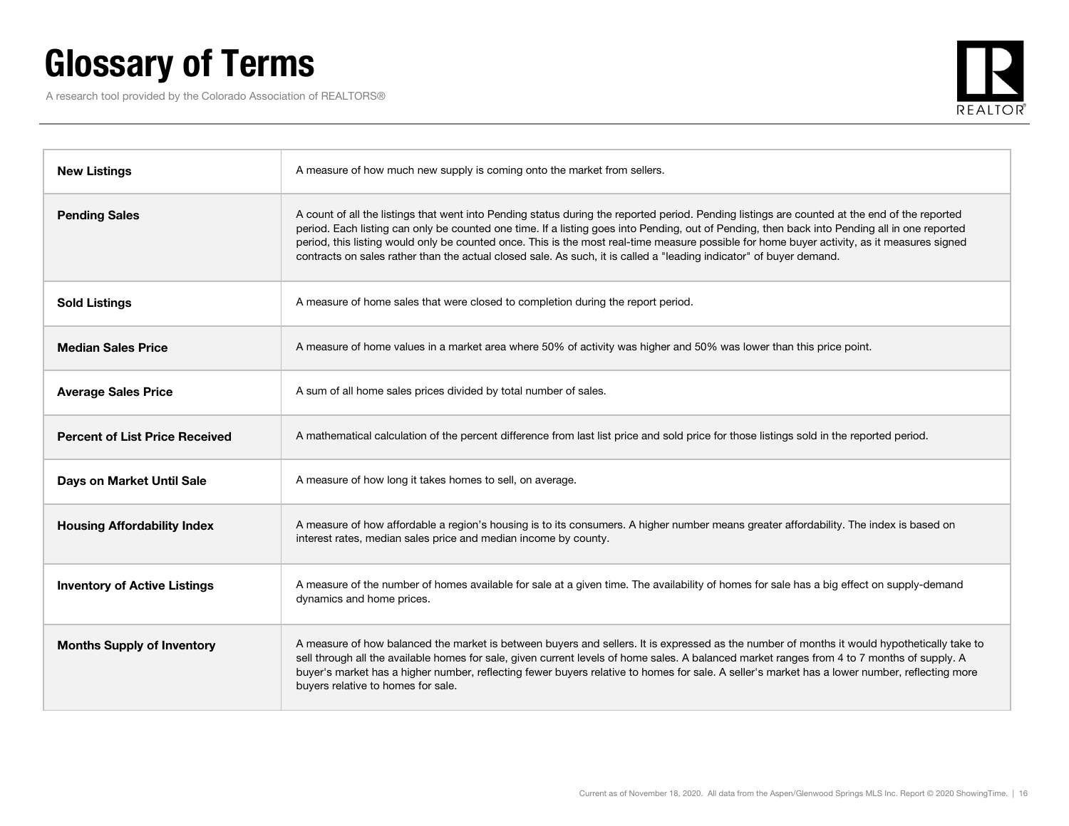# Glossary of Terms

A research tool provided by the Colorado Association of REALTORS®

| | |
|---|---|
| **New Listings** | A measure of how much new supply is coming onto the market from sellers. |
| **Pending Sales** | A count of all the listings that went into Pending status during the reported period. Pending listings are counted at the end of the reported period. Each listing can only be counted one time. If a listing goes into Pending, out of Pending, then back into Pending all in one reported period, this listing would only be counted once. This is the most real-time measure possible for home buyer activity, as it measures signed contracts on sales rather than the actual closed sale. As such, it is called a "leading indicator" of buyer demand. |
| **Sold Listings** | A measure of home sales that were closed to completion during the report period. |
| **Median Sales Price** | A measure of home values in a market area where 50% of activity was higher and 50% was lower than this price point. |
| **Average Sales Price** | A sum of all home sales prices divided by total number of sales. |
| **Percent of List Price Received** | A mathematical calculation of the percent difference from last list price and sold price for those listings sold in the reported period. |
| **Days on Market Until Sale** | A measure of how long it takes homes to sell, on average. |
| **Housing Affordability Index** | A measure of how affordable a region's housing is to its consumers. A higher number means greater affordability. The index is based on interest rates, median sales price and median income by county. |
| **Inventory of Active Listings** | A measure of the number of homes available for sale at a given time. The availability of homes for sale has a big effect on supply-demand dynamics and home prices. |
| **Months Supply of Inventory** | A measure of how balanced the market is between buyers and sellers. It is expressed as the number of months it would hypothetically take to sell through all the available homes for sale, given current levels of home sales. A balanced market ranges from 4 to 7 months of supply. A buyer's market has a higher number, reflecting fewer buyers relative to homes for sale. A seller's market has a lower number, reflecting more buyers relative to homes for sale. |

Current as of November 18, 2020. All data from the Aspen/Glenwood Springs MLS Inc. Report © 2020 ShowingTime.